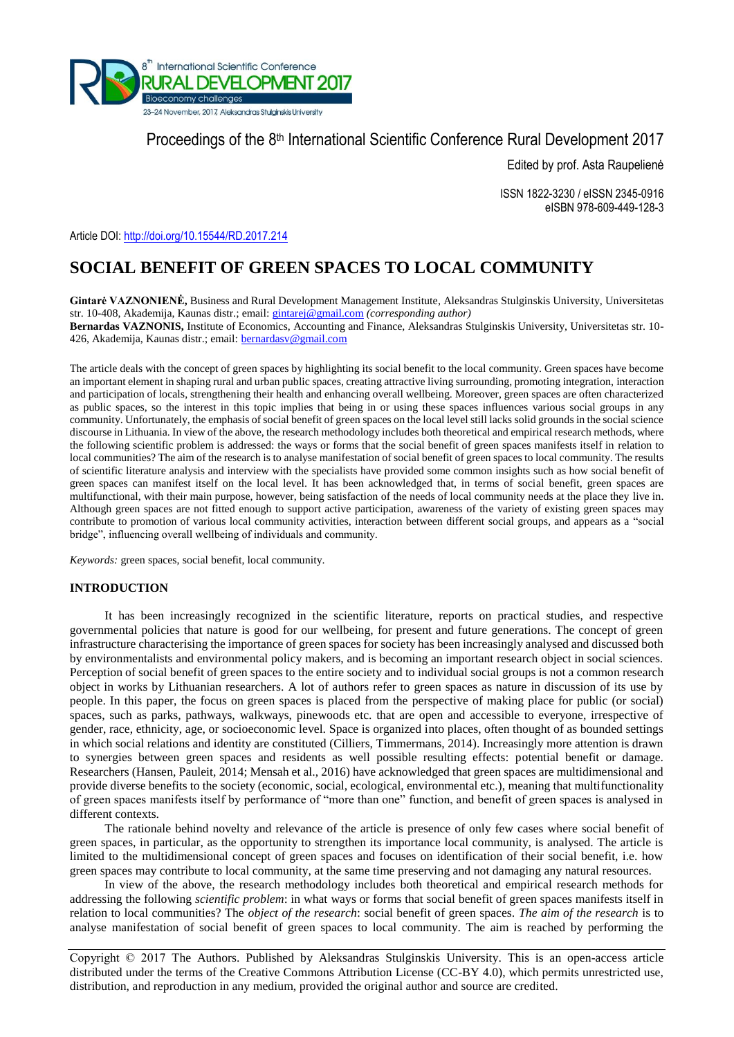Proceedings of the 8[th] International Scientific Conference Rural Development 2017

Edited by prof. Asta Raupelienė

ISSN 1822-3230 / eISSN 2345-0916
eISBN 978-609-449-128-3

Article DOI: http://doi.org/10.15544/RD.2017.214

# SOCIAL BENEFIT OF GREEN SPACES TO LOCAL COMMUNITY

**Gintarė VAZNONIENĖ,** Business and Rural Development Management Institute, Aleksandras Stulginskis University, Universitetas str. 10-408, Akademija, Kaunas distr.; email: gintarej@gmail.com *(corresponding author)*
**Bernardas VAZNONIS,** Institute of Economics, Accounting and Finance, Aleksandras Stulginskis University, Universitetas str. 10-426, Akademija, Kaunas distr.; email: bernardasv@gmail.com

The article deals with the concept of green spaces by highlighting its social benefit to the local community. Green spaces have become an important element in shaping rural and urban public spaces, creating attractive living surrounding, promoting integration, interaction and participation of locals, strengthening their health and enhancing overall wellbeing. Moreover, green spaces are often characterized as public spaces, so the interest in this topic implies that being in or using these spaces influences various social groups in any community. Unfortunately, the emphasis of social benefit of green spaces on the local level still lacks solid grounds in the social science discourse in Lithuania. In view of the above, the research methodology includes both theoretical and empirical research methods, where the following scientific problem is addressed: the ways or forms that the social benefit of green spaces manifests itself in relation to local communities? The aim of the research is to analyse manifestation of social benefit of green spaces to local community. The results of scientific literature analysis and interview with the specialists have provided some common insights such as how social benefit of green spaces can manifest itself on the local level. It has been acknowledged that, in terms of social benefit, green spaces are multifunctional, with their main purpose, however, being satisfaction of the needs of local community needs at the place they live in. Although green spaces are not fitted enough to support active participation, awareness of the variety of existing green spaces may contribute to promotion of various local community activities, interaction between different social groups, and appears as a "social bridge", influencing overall wellbeing of individuals and community.

*Keywords:* green spaces, social benefit, local community.

## INTRODUCTION

It has been increasingly recognized in the scientific literature, reports on practical studies, and respective governmental policies that nature is good for our wellbeing, for present and future generations. The concept of green infrastructure characterising the importance of green spaces for society has been increasingly analysed and discussed both by environmentalists and environmental policy makers, and is becoming an important research object in social sciences. Perception of social benefit of green spaces to the entire society and to individual social groups is not a common research object in works by Lithuanian researchers. A lot of authors refer to green spaces as nature in discussion of its use by people. In this paper, the focus on green spaces is placed from the perspective of making place for public (or social) spaces, such as parks, pathways, walkways, pinewoods etc. that are open and accessible to everyone, irrespective of gender, race, ethnicity, age, or socioeconomic level. Space is organized into places, often thought of as bounded settings in which social relations and identity are constituted (Cilliers, Timmermans, 2014). Increasingly more attention is drawn to synergies between green spaces and residents as well possible resulting effects: potential benefit or damage. Researchers (Hansen, Pauleit, 2014; Mensah et al., 2016) have acknowledged that green spaces are multidimensional and provide diverse benefits to the society (economic, social, ecological, environmental etc.), meaning that multifunctionality of green spaces manifests itself by performance of "more than one" function, and benefit of green spaces is analysed in different contexts.

The rationale behind novelty and relevance of the article is presence of only few cases where social benefit of green spaces, in particular, as the opportunity to strengthen its importance local community, is analysed. The article is limited to the multidimensional concept of green spaces and focuses on identification of their social benefit, i.e. how green spaces may contribute to local community, at the same time preserving and not damaging any natural resources.

In view of the above, the research methodology includes both theoretical and empirical research methods for addressing the following *scientific problem*: in what ways or forms that social benefit of green spaces manifests itself in relation to local communities? The *object of the research*: social benefit of green spaces. *The aim of the research* is to analyse manifestation of social benefit of green spaces to local community. The aim is reached by performing the

Copyright © 2017 The Authors. Published by Aleksandras Stulginskis University. This is an open-access article distributed under the terms of the Creative Commons Attribution License (CC-BY 4.0), which permits unrestricted use, distribution, and reproduction in any medium, provided the original author and source are credited.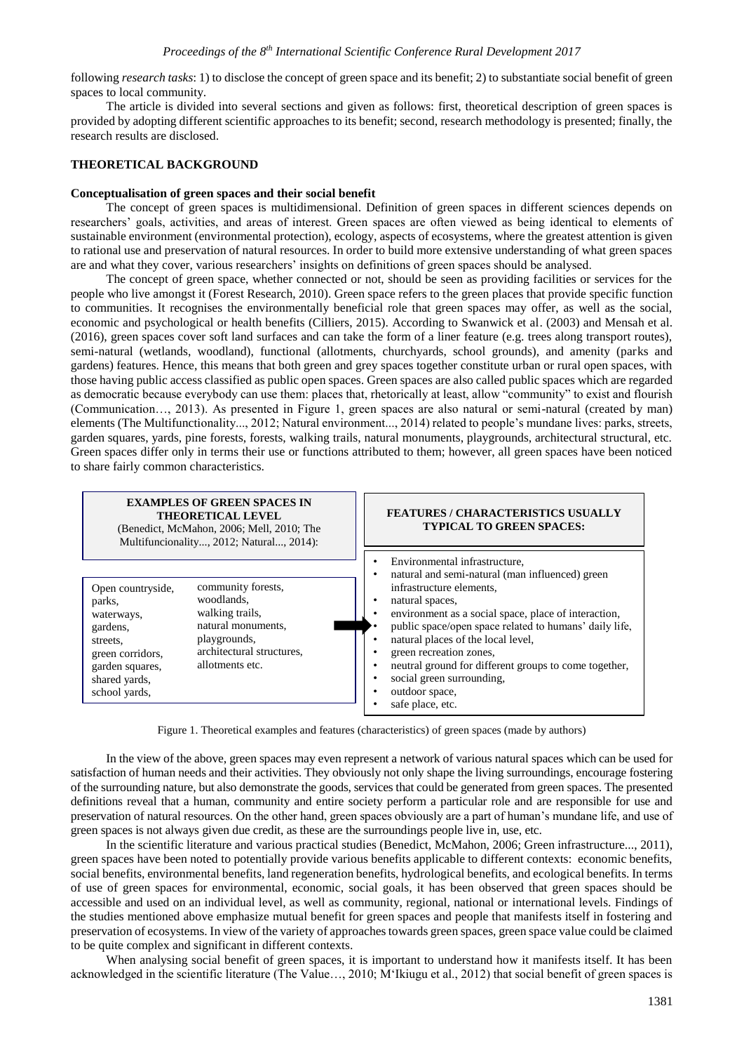following *research tasks*: 1) to disclose the concept of green space and its benefit; 2) to substantiate social benefit of green spaces to local community.

The article is divided into several sections and given as follows: first, theoretical description of green spaces is provided by adopting different scientific approaches to its benefit; second, research methodology is presented; finally, the research results are disclosed.

## THEORETICAL BACKGROUND

### Conceptualisation of green spaces and their social benefit

The concept of green spaces is multidimensional. Definition of green spaces in different sciences depends on researchers' goals, activities, and areas of interest. Green spaces are often viewed as being identical to elements of sustainable environment (environmental protection), ecology, aspects of ecosystems, where the greatest attention is given to rational use and preservation of natural resources. In order to build more extensive understanding of what green spaces are and what they cover, various researchers' insights on definitions of green spaces should be analysed.

The concept of green space, whether connected or not, should be seen as providing facilities or services for the people who live amongst it (Forest Research, 2010). Green space refers to the green places that provide specific function to communities. It recognises the environmentally beneficial role that green spaces may offer, as well as the social, economic and psychological or health benefits (Cilliers, 2015). According to Swanwick et al. (2003) and Mensah et al. (2016), green spaces cover soft land surfaces and can take the form of a liner feature (e.g. trees along transport routes), semi-natural (wetlands, woodland), functional (allotments, churchyards, school grounds), and amenity (parks and gardens) features. Hence, this means that both green and grey spaces together constitute urban or rural open spaces, with those having public access classified as public open spaces. Green spaces are also called public spaces which are regarded as democratic because everybody can use them: places that, rhetorically at least, allow "community" to exist and flourish (Communication…, 2013). As presented in Figure 1, green spaces are also natural or semi-natural (created by man) elements (The Multifunctionality..., 2012; Natural environment..., 2014) related to people's mundane lives: parks, streets, garden squares, yards, pine forests, forests, walking trails, natural monuments, playgrounds, architectural structural, etc. Green spaces differ only in terms their use or functions attributed to them; however, all green spaces have been noticed to share fairly common characteristics.

| EXAMPLES OF GREEN SPACES IN THEORETICAL LEVEL (Benedict, McMahon, 2006; Mell, 2010; The Multifuncionality..., 2012; Natural..., 2014): | | FEATURES / CHARACTERISTICS USUALLY TYPICAL TO GREEN SPACES: |
|---|---|---|
| Open countryside, parks, waterways, gardens, streets, green corridors, garden squares, shared yards, school yards, | community forests, woodlands, walking trails, natural monuments, playgrounds, architectural structures, allotments etc. | • Environmental infrastructure,<br>• natural and semi-natural (man influenced) green infrastructure elements,<br>• natural spaces,<br>• environment as a social space, place of interaction,<br>• public space/open space related to humans' daily life,<br>• natural places of the local level,<br>• green recreation zones,<br>• neutral ground for different groups to come together,<br>• social green surrounding,<br>• outdoor space,<br>• safe place, etc. |

Figure 1. Theoretical examples and features (characteristics) of green spaces (made by authors)

In the view of the above, green spaces may even represent a network of various natural spaces which can be used for satisfaction of human needs and their activities. They obviously not only shape the living surroundings, encourage fostering of the surrounding nature, but also demonstrate the goods, services that could be generated from green spaces. The presented definitions reveal that a human, community and entire society perform a particular role and are responsible for use and preservation of natural resources. On the other hand, green spaces obviously are a part of human's mundane life, and use of green spaces is not always given due credit, as these are the surroundings people live in, use, etc.

In the scientific literature and various practical studies (Benedict, McMahon, 2006; Green infrastructure..., 2011), green spaces have been noted to potentially provide various benefits applicable to different contexts: economic benefits, social benefits, environmental benefits, land regeneration benefits, hydrological benefits, and ecological benefits. In terms of use of green spaces for environmental, economic, social goals, it has been observed that green spaces should be accessible and used on an individual level, as well as community, regional, national or international levels. Findings of the studies mentioned above emphasize mutual benefit for green spaces and people that manifests itself in fostering and preservation of ecosystems. In view of the variety of approaches towards green spaces, green space value could be claimed to be quite complex and significant in different contexts.

When analysing social benefit of green spaces, it is important to understand how it manifests itself. It has been acknowledged in the scientific literature (The Value…, 2010; M'Ikiugu et al., 2012) that social benefit of green spaces is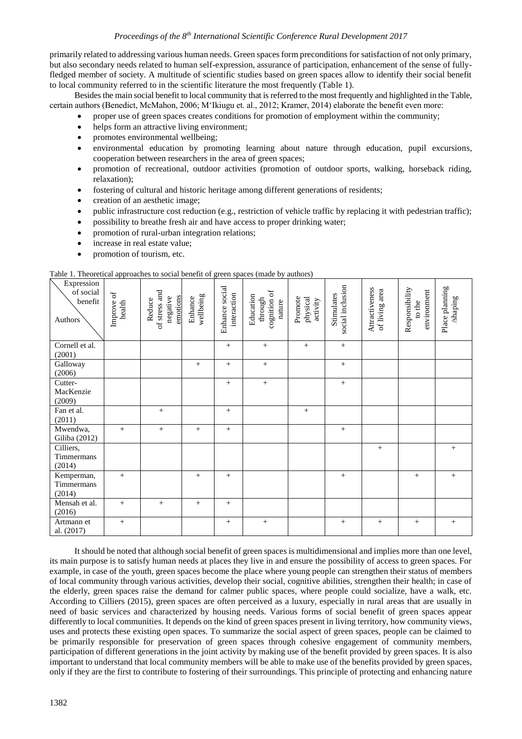primarily related to addressing various human needs. Green spaces form preconditions for satisfaction of not only primary, but also secondary needs related to human self-expression, assurance of participation, enhancement of the sense of fully-fledged member of society. A multitude of scientific studies based on green spaces allow to identify their social benefit to local community referred to in the scientific literature the most frequently (Table 1).

Besides the main social benefit to local community that is referred to the most frequently and highlighted in the Table, certain authors (Benedict, McMahon, 2006; M'Ikiugu et. al., 2012; Kramer, 2014) elaborate the benefit even more:

- proper use of green spaces creates conditions for promotion of employment within the community;
- helps form an attractive living environment;
- promotes environmental wellbeing;
- environmental education by promoting learning about nature through education, pupil excursions, cooperation between researchers in the area of green spaces;
- promotion of recreational, outdoor activities (promotion of outdoor sports, walking, horseback riding, relaxation);
- fostering of cultural and historic heritage among different generations of residents;
- creation of an aesthetic image;
- public infrastructure cost reduction (e.g., restriction of vehicle traffic by replacing it with pedestrian traffic);
- possibility to breathe fresh air and have access to proper drinking water;
- promotion of rural-urban integration relations;
- increase in real estate value;
- promotion of tourism, etc.

Table 1. Theoretical approaches to social benefit of green spaces (made by authors)

| Expression of social benefit / Authors | Improve of health | Reduce of stress and negative emotions | Enhance wellbeing | Enhance social interaction | Education through cognition of nature | Promote physical activity | Stimulates social inclusion | Attractiveness of living area | Responsibility to the environment | Place planning /shaping |
|---|---|---|---|---|---|---|---|---|---|---|
| Cornell et al. (2001) | | | | + | + | + | + | | | |
| Galloway (2006) | | | + | + | + | | + | | | |
| Cutter-MacKenzie (2009) | | | | + | + | | + | | | |
| Fan et al. (2011) | | + | | + | | + | | | | |
| Mwendwa, Giliba (2012) | + | + | + | + | | | + | | | |
| Cilliers, Timmermans (2014) | | | | | | | | + | | + |
| Kemperman, Timmermans (2014) | + | | + | + | | | + | | + | + |
| Mensah et al. (2016) | + | + | + | + | | | | | | |
| Artmann et al. (2017) | + | | | + | + | | + | + | + | + |

It should be noted that although social benefit of green spaces is multidimensional and implies more than one level, its main purpose is to satisfy human needs at places they live in and ensure the possibility of access to green spaces. For example, in case of the youth, green spaces become the place where young people can strengthen their status of members of local community through various activities, develop their social, cognitive abilities, strengthen their health; in case of the elderly, green spaces raise the demand for calmer public spaces, where people could socialize, have a walk, etc. According to Cilliers (2015), green spaces are often perceived as a luxury, especially in rural areas that are usually in need of basic services and characterized by housing needs. Various forms of social benefit of green spaces appear differently to local communities. It depends on the kind of green spaces present in living territory, how community views, uses and protects these existing open spaces. To summarize the social aspect of green spaces, people can be claimed to be primarily responsible for preservation of green spaces through cohesive engagement of community members, participation of different generations in the joint activity by making use of the benefit provided by green spaces. It is also important to understand that local community members will be able to make use of the benefits provided by green spaces, only if they are the first to contribute to fostering of their surroundings. This principle of protecting and enhancing nature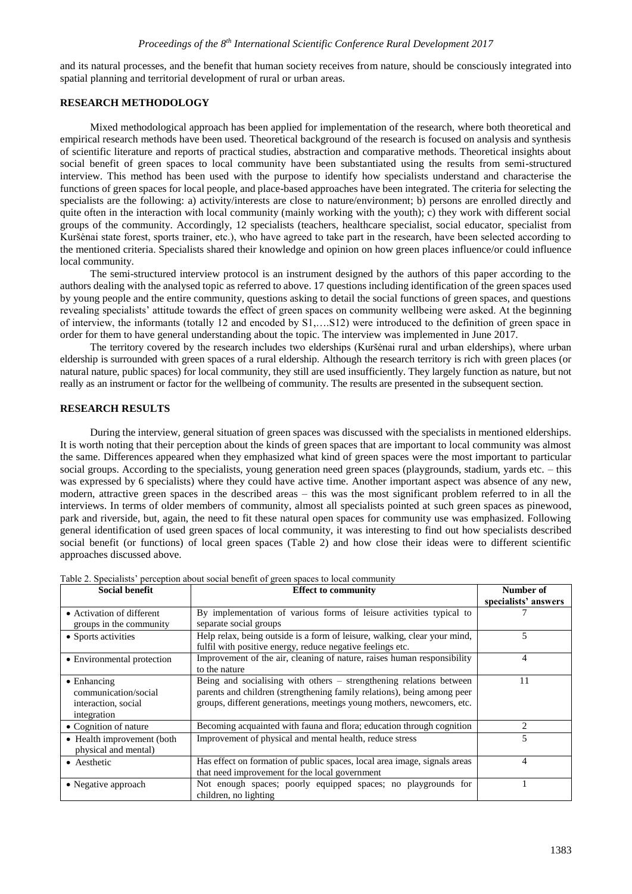and its natural processes, and the benefit that human society receives from nature, should be consciously integrated into spatial planning and territorial development of rural or urban areas.

## RESEARCH METHODOLOGY

Mixed methodological approach has been applied for implementation of the research, where both theoretical and empirical research methods have been used. Theoretical background of the research is focused on analysis and synthesis of scientific literature and reports of practical studies, abstraction and comparative methods. Theoretical insights about social benefit of green spaces to local community have been substantiated using the results from semi-structured interview. This method has been used with the purpose to identify how specialists understand and characterise the functions of green spaces for local people, and place-based approaches have been integrated. The criteria for selecting the specialists are the following: a) activity/interests are close to nature/environment; b) persons are enrolled directly and quite often in the interaction with local community (mainly working with the youth); c) they work with different social groups of the community. Accordingly, 12 specialists (teachers, healthcare specialist, social educator, specialist from Kuršėnai state forest, sports trainer, etc.), who have agreed to take part in the research, have been selected according to the mentioned criteria. Specialists shared their knowledge and opinion on how green places influence/or could influence local community.

The semi-structured interview protocol is an instrument designed by the authors of this paper according to the authors dealing with the analysed topic as referred to above. 17 questions including identification of the green spaces used by young people and the entire community, questions asking to detail the social functions of green spaces, and questions revealing specialists' attitude towards the effect of green spaces on community wellbeing were asked. At the beginning of interview, the informants (totally 12 and encoded by S1,….S12) were introduced to the definition of green space in order for them to have general understanding about the topic. The interview was implemented in June 2017.

The territory covered by the research includes two elderships (Kuršėnai rural and urban elderships), where urban eldership is surrounded with green spaces of a rural eldership. Although the research territory is rich with green places (or natural nature, public spaces) for local community, they still are used insufficiently. They largely function as nature, but not really as an instrument or factor for the wellbeing of community. The results are presented in the subsequent section.

## RESEARCH RESULTS

During the interview, general situation of green spaces was discussed with the specialists in mentioned elderships. It is worth noting that their perception about the kinds of green spaces that are important to local community was almost the same. Differences appeared when they emphasized what kind of green spaces were the most important to particular social groups. According to the specialists, young generation need green spaces (playgrounds, stadium, yards etc. – this was expressed by 6 specialists) where they could have active time. Another important aspect was absence of any new, modern, attractive green spaces in the described areas – this was the most significant problem referred to in all the interviews. In terms of older members of community, almost all specialists pointed at such green spaces as pinewood, park and riverside, but, again, the need to fit these natural open spaces for community use was emphasized. Following general identification of used green spaces of local community, it was interesting to find out how specialists described social benefit (or functions) of local green spaces (Table 2) and how close their ideas were to different scientific approaches discussed above.

Table 2. Specialists' perception about social benefit of green spaces to local community

| Social benefit | Effect to community | Number of specialists' answers |
|---|---|---|
| • Activation of different groups in the community | By implementation of various forms of leisure activities typical to separate social groups | 7 |
| • Sports activities | Help relax, being outside is a form of leisure, walking, clear your mind, fulfil with positive energy, reduce negative feelings etc. | 5 |
| • Environmental protection | Improvement of the air, cleaning of nature, raises human responsibility to the nature | 4 |
| • Enhancing communication/social interaction, social integration | Being and socialising with others – strengthening relations between parents and children (strengthening family relations), being among peer groups, different generations, meetings young mothers, newcomers, etc. | 11 |
| • Cognition of nature | Becoming acquainted with fauna and flora; education through cognition | 2 |
| • Health improvement (both physical and mental) | Improvement of physical and mental health, reduce stress | 5 |
| • Aesthetic | Has effect on formation of public spaces, local area image, signals areas that need improvement for the local government | 4 |
| • Negative approach | Not enough spaces; poorly equipped spaces; no playgrounds for children, no lighting | 1 |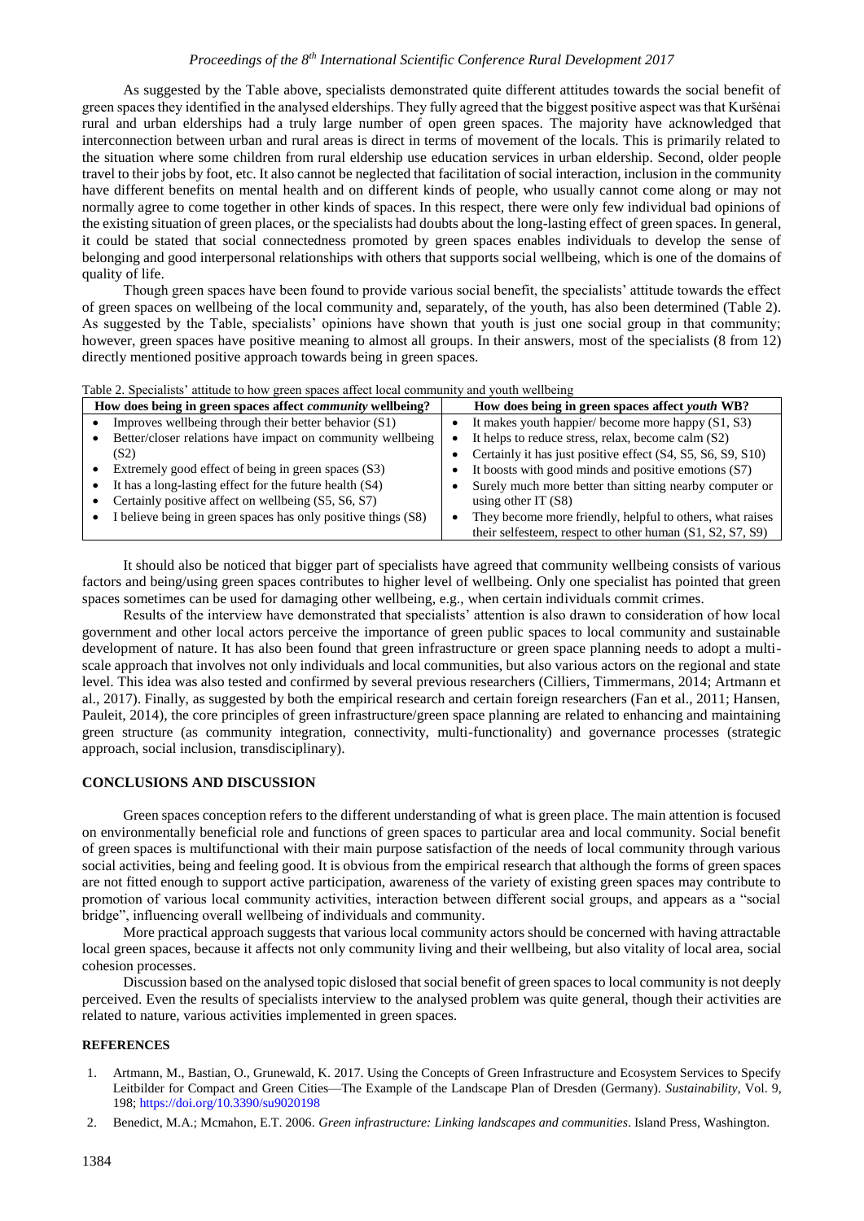As suggested by the Table above, specialists demonstrated quite different attitudes towards the social benefit of green spaces they identified in the analysed elderships. They fully agreed that the biggest positive aspect was that Kuršėnai rural and urban elderships had a truly large number of open green spaces. The majority have acknowledged that interconnection between urban and rural areas is direct in terms of movement of the locals. This is primarily related to the situation where some children from rural eldership use education services in urban eldership. Second, older people travel to their jobs by foot, etc. It also cannot be neglected that facilitation of social interaction, inclusion in the community have different benefits on mental health and on different kinds of people, who usually cannot come along or may not normally agree to come together in other kinds of spaces. In this respect, there were only few individual bad opinions of the existing situation of green places, or the specialists had doubts about the long-lasting effect of green spaces. In general, it could be stated that social connectedness promoted by green spaces enables individuals to develop the sense of belonging and good interpersonal relationships with others that supports social wellbeing, which is one of the domains of quality of life.

Though green spaces have been found to provide various social benefit, the specialists' attitude towards the effect of green spaces on wellbeing of the local community and, separately, of the youth, has also been determined (Table 2). As suggested by the Table, specialists' opinions have shown that youth is just one social group in that community; however, green spaces have positive meaning to almost all groups. In their answers, most of the specialists (8 from 12) directly mentioned positive approach towards being in green spaces.

Table 2. Specialists' attitude to how green spaces affect local community and youth wellbeing

| How does being in green spaces affect *community* wellbeing? | How does being in green spaces affect *youth* WB? |
|---|---|
| • Improves wellbeing through their better behavior (S1)<br>• Better/closer relations have impact on community wellbeing (S2)<br>• Extremely good effect of being in green spaces (S3)<br>• It has a long-lasting effect for the future health (S4)<br>• Certainly positive affect on wellbeing (S5, S6, S7)<br>• I believe being in green spaces has only positive things (S8) | • It makes youth happier/ become more happy (S1, S3)<br>• It helps to reduce stress, relax, become calm (S2)<br>• Certainly it has just positive effect (S4, S5, S6, S9, S10)<br>• It boosts with good minds and positive emotions (S7)<br>• Surely much more better than sitting nearby computer or using other IT (S8)<br>• They become more friendly, helpful to others, what raises their selfesteem, respect to other human (S1, S2, S7, S9) |

It should also be noticed that bigger part of specialists have agreed that community wellbeing consists of various factors and being/using green spaces contributes to higher level of wellbeing. Only one specialist has pointed that green spaces sometimes can be used for damaging other wellbeing, e.g., when certain individuals commit crimes.

Results of the interview have demonstrated that specialists' attention is also drawn to consideration of how local government and other local actors perceive the importance of green public spaces to local community and sustainable development of nature. It has also been found that green infrastructure or green space planning needs to adopt a multi-scale approach that involves not only individuals and local communities, but also various actors on the regional and state level. This idea was also tested and confirmed by several previous researchers (Cilliers, Timmermans, 2014; Artmann et al., 2017). Finally, as suggested by both the empirical research and certain foreign researchers (Fan et al., 2011; Hansen, Pauleit, 2014), the core principles of green infrastructure/green space planning are related to enhancing and maintaining green structure (as community integration, connectivity, multi-functionality) and governance processes (strategic approach, social inclusion, transdisciplinary).

## CONCLUSIONS AND DISCUSSION

Green spaces conception refers to the different understanding of what is green place. The main attention is focused on environmentally beneficial role and functions of green spaces to particular area and local community. Social benefit of green spaces is multifunctional with their main purpose satisfaction of the needs of local community through various social activities, being and feeling good. It is obvious from the empirical research that although the forms of green spaces are not fitted enough to support active participation, awareness of the variety of existing green spaces may contribute to promotion of various local community activities, interaction between different social groups, and appears as a "social bridge", influencing overall wellbeing of individuals and community.

More practical approach suggests that various local community actors should be concerned with having attractable local green spaces, because it affects not only community living and their wellbeing, but also vitality of local area, social cohesion processes.

Discussion based on the analysed topic dislosed that social benefit of green spaces to local community is not deeply perceived. Even the results of specialists interview to the analysed problem was quite general, though their activities are related to nature, various activities implemented in green spaces.

## REFERENCES

1. Artmann, M., Bastian, O., Grunewald, K. 2017. Using the Concepts of Green Infrastructure and Ecosystem Services to Specify Leitbilder for Compact and Green Cities—The Example of the Landscape Plan of Dresden (Germany). *Sustainability*, Vol. 9, 198; https://doi.org/10.3390/su9020198
2. Benedict, M.A.; Mcmahon, E.T. 2006. *Green infrastructure: Linking landscapes and communities*. Island Press, Washington.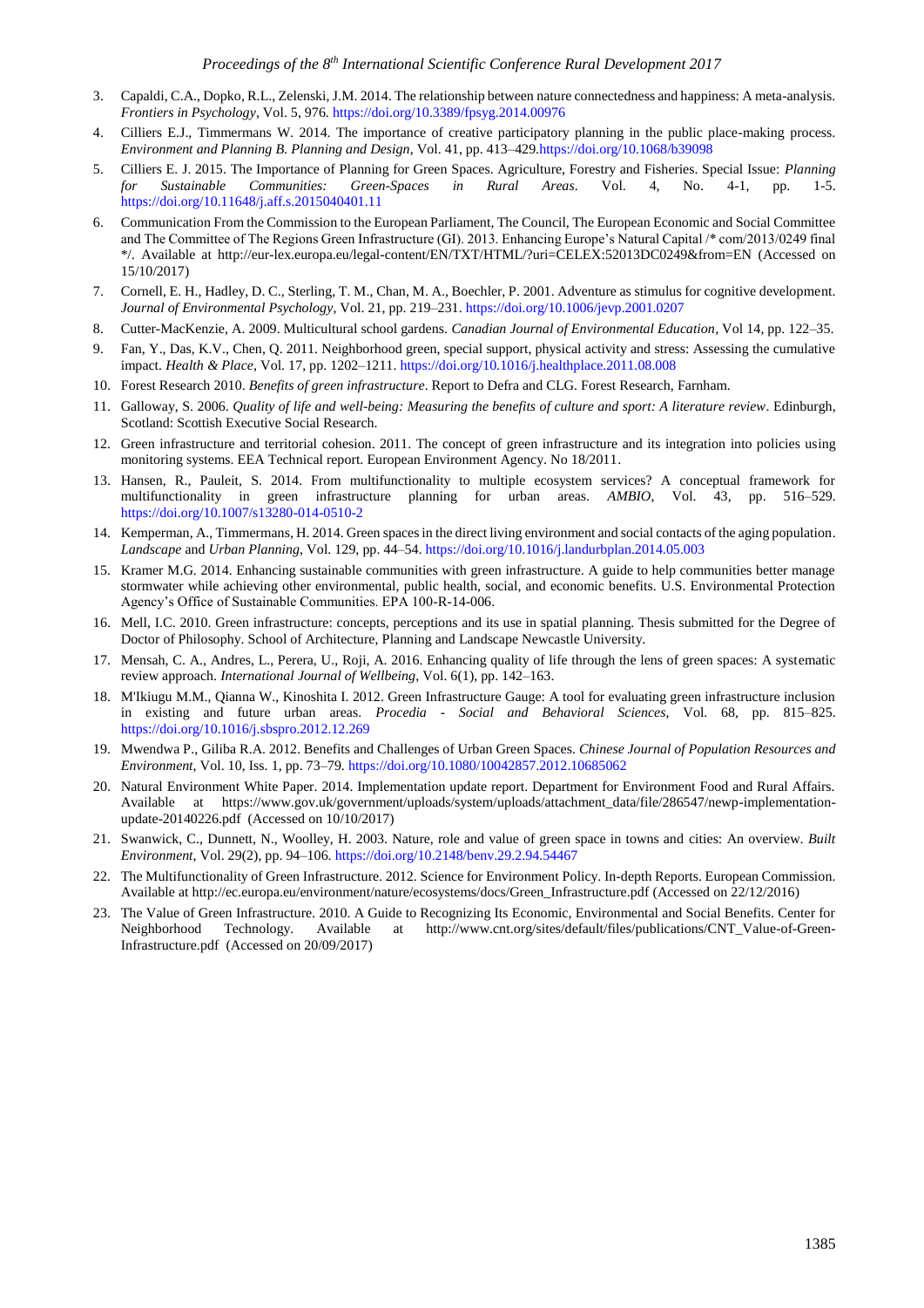3. Capaldi, C.A., Dopko, R.L., Zelenski, J.M. 2014. The relationship between nature connectedness and happiness: A meta-analysis. *Frontiers in Psychology*, Vol. 5, 976. https://doi.org/10.3389/fpsyg.2014.00976
4. Cilliers E.J., Timmermans W. 2014. The importance of creative participatory planning in the public place-making process. *Environment and Planning B. Planning and Design*, Vol. 41, pp. 413–429.https://doi.org/10.1068/b39098
5. Cilliers E. J. 2015. The Importance of Planning for Green Spaces. Agriculture, Forestry and Fisheries. Special Issue: *Planning for Sustainable Communities: Green-Spaces in Rural Areas*. Vol. 4, No. 4-1, pp. 1-5. https://doi.org/10.11648/j.aff.s.2015040401.11
6. Communication From the Commission to the European Parliament, The Council, The European Economic and Social Committee and The Committee of The Regions Green Infrastructure (GI). 2013. Enhancing Europe's Natural Capital /* com/2013/0249 final */. Available at http://eur-lex.europa.eu/legal-content/EN/TXT/HTML/?uri=CELEX:52013DC0249&from=EN (Accessed on 15/10/2017)
7. Cornell, E. H., Hadley, D. C., Sterling, T. M., Chan, M. A., Boechler, P. 2001. Adventure as stimulus for cognitive development. *Journal of Environmental Psychology*, Vol. 21, pp. 219–231. https://doi.org/10.1006/jevp.2001.0207
8. Cutter-MacKenzie, A. 2009. Multicultural school gardens. *Canadian Journal of Environmental Education*, Vol 14, pp. 122–35.
9. Fan, Y., Das, K.V., Chen, Q. 2011. Neighborhood green, special support, physical activity and stress: Assessing the cumulative impact. *Health & Place*, Vol. 17, pp. 1202–1211. https://doi.org/10.1016/j.healthplace.2011.08.008
10. Forest Research 2010. *Benefits of green infrastructure*. Report to Defra and CLG. Forest Research, Farnham.
11. Galloway, S. 2006. *Quality of life and well-being: Measuring the benefits of culture and sport: A literature review*. Edinburgh, Scotland: Scottish Executive Social Research.
12. Green infrastructure and territorial cohesion. 2011. The concept of green infrastructure and its integration into policies using monitoring systems. EEA Technical report. European Environment Agency. No 18/2011.
13. Hansen, R., Pauleit, S. 2014. From multifunctionality to multiple ecosystem services? A conceptual framework for multifunctionality in green infrastructure planning for urban areas. *AMBIO*, Vol. 43, pp. 516–529. https://doi.org/10.1007/s13280-014-0510-2
14. Kemperman, A., Timmermans, H. 2014. Green spaces in the direct living environment and social contacts of the aging population. *Landscape* and *Urban Planning*, Vol. 129, pp. 44–54. https://doi.org/10.1016/j.landurbplan.2014.05.003
15. Kramer M.G. 2014. Enhancing sustainable communities with green infrastructure. A guide to help communities better manage stormwater while achieving other environmental, public health, social, and economic benefits. U.S. Environmental Protection Agency's Office of Sustainable Communities. EPA 100-R-14-006.
16. Mell, I.C. 2010. Green infrastructure: concepts, perceptions and its use in spatial planning. Thesis submitted for the Degree of Doctor of Philosophy. School of Architecture, Planning and Landscape Newcastle University.
17. Mensah, C. A., Andres, L., Perera, U., Roji, A. 2016. Enhancing quality of life through the lens of green spaces: A systematic review approach. *International Journal of Wellbeing*, Vol. 6(1), pp. 142–163.
18. M'Ikiugu M.M., Qianna W., Kinoshita I. 2012. Green Infrastructure Gauge: A tool for evaluating green infrastructure inclusion in existing and future urban areas. *Procedia - Social and Behavioral Sciences*, Vol. 68, pp. 815–825. https://doi.org/10.1016/j.sbspro.2012.12.269
19. Mwendwa P., Giliba R.A. 2012. Benefits and Challenges of Urban Green Spaces. *Chinese Journal of Population Resources and Environment*, Vol. 10, Iss. 1, pp. 73–79. https://doi.org/10.1080/10042857.2012.10685062
20. Natural Environment White Paper. 2014. Implementation update report. Department for Environment Food and Rural Affairs. Available at https://www.gov.uk/government/uploads/system/uploads/attachment_data/file/286547/newp-implementation-update-20140226.pdf (Accessed on 10/10/2017)
21. Swanwick, C., Dunnett, N., Woolley, H. 2003. Nature, role and value of green space in towns and cities: An overview. *Built Environment*, Vol. 29(2), pp. 94–106. https://doi.org/10.2148/benv.29.2.94.54467
22. The Multifunctionality of Green Infrastructure. 2012. Science for Environment Policy. In-depth Reports. European Commission. Available at http://ec.europa.eu/environment/nature/ecosystems/docs/Green_Infrastructure.pdf (Accessed on 22/12/2016)
23. The Value of Green Infrastructure. 2010. A Guide to Recognizing Its Economic, Environmental and Social Benefits. Center for Neighborhood Technology. Available at http://www.cnt.org/sites/default/files/publications/CNT_Value-of-Green-Infrastructure.pdf (Accessed on 20/09/2017)